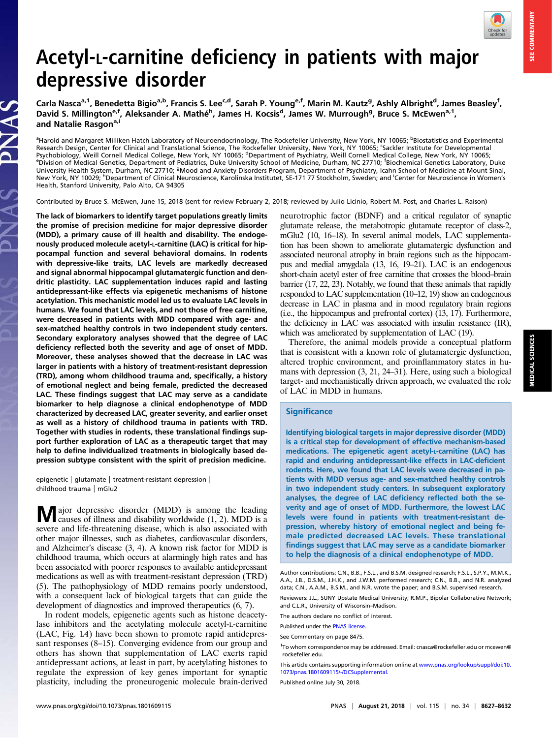# Acetyl-L-carnitine deficiency in patients with major depressive disorder

Carla Nasca[a,1], Benedetta Bigio[a,b], Francis S. Lee[c,d], Sarah P. Young[e,f], Marin M. Kautz[g], Ashly Albright[d], James Beasley[f], David S. Millington[e,f], Aleksander A. Mathé[h], James H. Kocsis[d], James W. Murrough[g], Bruce S. McEwen[a,1], and Natalie Rasgon[a,i]

[a]Harold and Margaret Milliken Hatch Laboratory of Neuroendocrinology, The Rockefeller University, New York, NY 10065; [b]Biostatistics and Experimental Research Design, Center for Clinical and Translational Science, The Rockefeller University, New York, NY 10065; [c]Sackler Institute for Developmental Psychobiology, Weill Cornell Medical College, New York, NY 10065; [d]Department of Psychiatry, Weill Cornell Medical College, New York, NY 10065; [e]Division of Medical Genetics, Department of Pediatrics, Duke University School of Medicine, Durham, NC 27710; [f]Biochemical Genetics Laboratory, Duke University Health System, Durham, NC 27710; [g]Mood and Anxiety Disorders Program, Department of Psychiatry, Icahn School of Medicine at Mount Sinai, New York, NY 10029; [h]Department of Clinical Neuroscience, Karolinska Institutet, SE-171 77 Stockholm, Sweden; and [i]Center for Neuroscience in Women's Health, Stanford University, Palo Alto, CA 94305

Contributed by Bruce S. McEwen, June 15, 2018 (sent for review February 2, 2018; reviewed by Julio Licinio, Robert M. Post, and Charles L. Raison)

**The lack of biomarkers to identify target populations greatly limits the promise of precision medicine for major depressive disorder (MDD), a primary cause of ill health and disability. The endogenously produced molecule acetyl-L-carnitine (LAC) is critical for hippocampal function and several behavioral domains. In rodents with depressive-like traits, LAC levels are markedly decreased and signal abnormal hippocampal glutamatergic function and dendritic plasticity. LAC supplementation induces rapid and lasting antidepressant-like effects via epigenetic mechanisms of histone acetylation. This mechanistic model led us to evaluate LAC levels in humans. We found that LAC levels, and not those of free carnitine, were decreased in patients with MDD compared with age- and sex-matched healthy controls in two independent study centers. Secondary exploratory analyses showed that the degree of LAC deficiency reflected both the severity and age of onset of MDD. Moreover, these analyses showed that the decrease in LAC was larger in patients with a history of treatment-resistant depression (TRD), among whom childhood trauma and, specifically, a history of emotional neglect and being female, predicted the decreased LAC. These findings suggest that LAC may serve as a candidate biomarker to help diagnose a clinical endophenotype of MDD characterized by decreased LAC, greater severity, and earlier onset as well as a history of childhood trauma in patients with TRD. Together with studies in rodents, these translational findings support further exploration of LAC as a therapeutic target that may help to define individualized treatments in biologically based depression subtype consistent with the spirit of precision medicine.**

epigenetic | glutamate | treatment-resistant depression | childhood trauma | mGlu2

Major depressive disorder (MDD) is among the leading causes of illness and disability worldwide (1, 2). MDD is a severe and life-threatening disease, which is also associated with other major illnesses, such as diabetes, cardiovascular disorders, and Alzheimer's disease (3, 4). A known risk factor for MDD is childhood trauma, which occurs at alarmingly high rates and has been associated with poorer responses to available antidepressant medications as well as with treatment-resistant depression (TRD) (5). The pathophysiology of MDD remains poorly understood, with a consequent lack of biological targets that can guide the development of diagnostics and improved therapeutics (6, 7).

In rodent models, epigenetic agents such as histone deacetylase inhibitors and the acetylating molecule acetyl-L-carnitine (LAC, Fig. 1A) have been shown to promote rapid antidepressant responses (8–15). Converging evidence from our group and others has shown that supplementation of LAC exerts rapid antidepressant actions, at least in part, by acetylating histones to regulate the expression of key genes important for synaptic plasticity, including the proneurogenic molecule brain-derived neurotrophic factor (BDNF) and a critical regulator of synaptic glutamate release, the metabotropic glutamate receptor of class-2, mGlu2 (10, 16–18). In several animal models, LAC supplementation has been shown to ameliorate glutamatergic dysfunction and associated neuronal atrophy in brain regions such as the hippocampus and medial amygdala (13, 16, 19–21). LAC is an endogenous short-chain acetyl ester of free carnitine that crosses the blood–brain barrier (17, 22, 23). Notably, we found that these animals that rapidly responded to LAC supplementation (10–12, 19) show an endogenous decrease in LAC in plasma and in mood regulatory brain regions (i.e., the hippocampus and prefrontal cortex) (13, 17). Furthermore, the deficiency in LAC was associated with insulin resistance (IR), which was ameliorated by supplementation of LAC (19).

Therefore, the animal models provide a conceptual platform that is consistent with a known role of glutamatergic dysfunction, altered trophic environment, and proinflammatory states in humans with depression (3, 21, 24–31). Here, using such a biological target- and mechanistically driven approach, we evaluated the role of LAC in MDD in humans.

## Significance

Identifying biological targets in major depressive disorder (MDD) is a critical step for development of effective mechanism-based medications. The epigenetic agent acetyl-L-carnitine (LAC) has rapid and enduring antidepressant-like effects in LAC-deficient rodents. Here, we found that LAC levels were decreased in patients with MDD versus age- and sex-matched healthy controls in two independent study centers. In subsequent exploratory analyses, the degree of LAC deficiency reflected both the severity and age of onset of MDD. Furthermore, the lowest LAC levels were found in patients with treatment-resistant depression, whereby history of emotional neglect and being female predicted decreased LAC levels. These translational findings suggest that LAC may serve as a candidate biomarker to help the diagnosis of a clinical endophenotype of MDD.

Author contributions: C.N., B.B., F.S.L., and B.S.M. designed research; F.S.L., S.P.Y., M.M.K., A.A., J.B., D.S.M., J.H.K., and J.W.M. performed research; C.N., B.B., and N.R. analyzed data; C.N., A.A.M., B.S.M., and N.R. wrote the paper; and B.S.M. supervised research.

Reviewers: J.L., SUNY Upstate Medical University; R.M.P., Bipolar Collaborative Network; and C.L.R., University of Wisconsin–Madison.

The authors declare no conflict of interest.

Published under the PNAS license.

See Commentary on page 8475.

[1]To whom correspondence may be addressed. Email: cnasca@rockefeller.edu or mcewen@rockefeller.edu.

This article contains supporting information online at www.pnas.org/lookup/suppl/doi:10.1073/pnas.1801609115/-/DCSupplemental.

Published online July 30, 2018.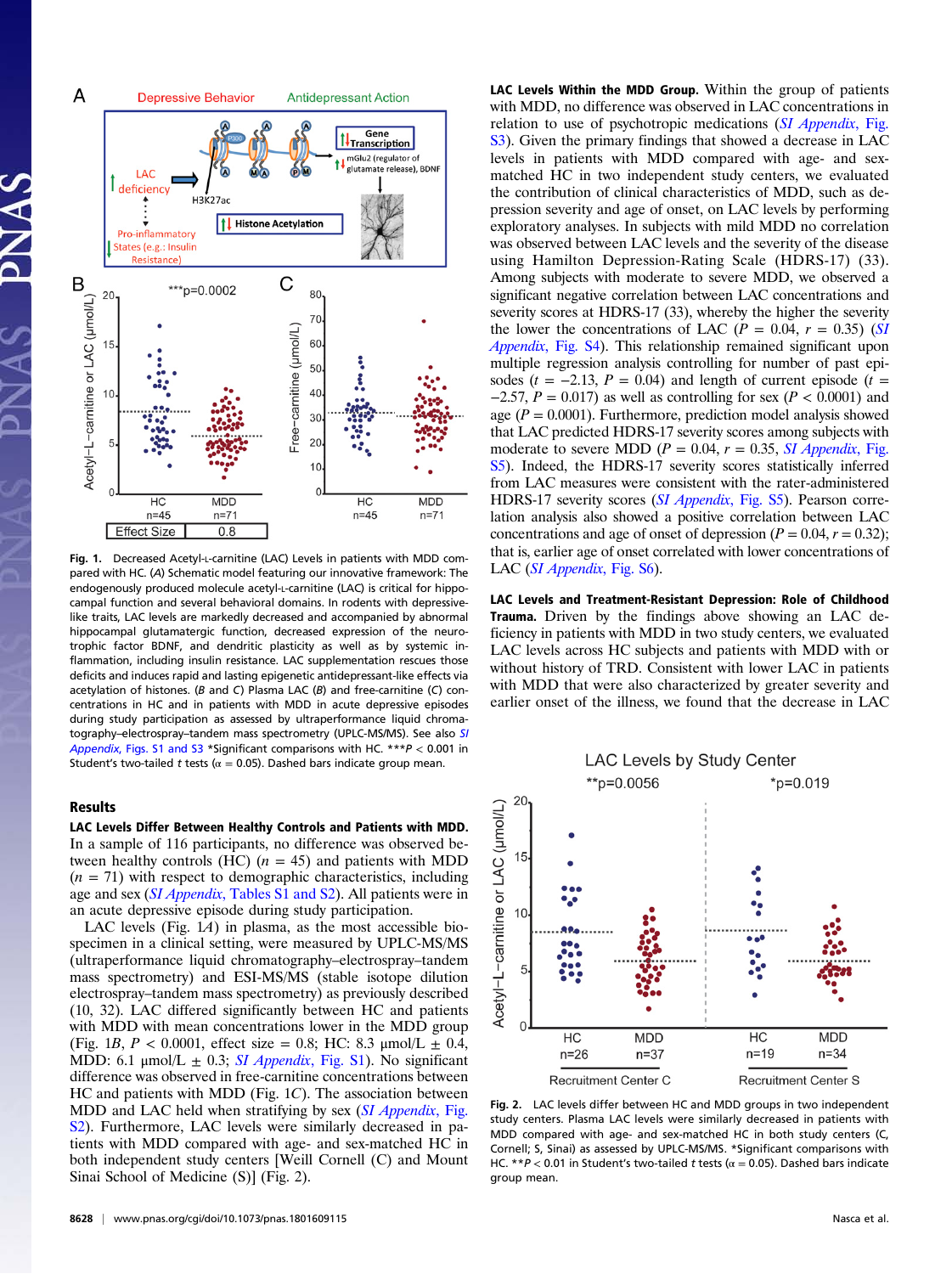Fig. 1. Decreased Acetyl-L-carnitine (LAC) Levels in patients with MDD compared with HC. (A) Schematic model featuring our innovative framework: The endogenously produced molecule acetyl-L-carnitine (LAC) is critical for hippocampal function and several behavioral domains. In rodents with depressive-like traits, LAC levels are markedly decreased and accompanied by abnormal hippocampal glutamatergic function, decreased expression of the neurotrophic factor BDNF, and dendritic plasticity as well as by systemic inflammation, including insulin resistance. LAC supplementation rescues those deficits and induces rapid and lasting epigenetic antidepressant-like effects via acetylation of histones. (B and C) Plasma LAC (B) and free-carnitine (C) concentrations in HC and in patients with MDD in acute depressive episodes during study participation as assessed by ultraperformance liquid chromatography–electrospray–tandem mass spectrometry (UPLC-MS/MS). See also *SI Appendix*, Figs. S1 and S3 *Significant comparisons with HC. ***$P < 0.001$ in Student's two-tailed $t$ tests ($\alpha = 0.05$). Dashed bars indicate group mean.

## Results

**LAC Levels Differ Between Healthy Controls and Patients with MDD.** In a sample of 116 participants, no difference was observed between healthy controls (HC) ($n = 45$) and patients with MDD ($n = 71$) with respect to demographic characteristics, including age and sex (*SI Appendix*, Tables S1 and S2). All patients were in an acute depressive episode during study participation.

LAC levels (Fig. 1A) in plasma, as the most accessible biospecimen in a clinical setting, were measured by UPLC-MS/MS (ultraperformance liquid chromatography–electrospray–tandem mass spectrometry) and ESI-MS/MS (stable isotope dilution electrospray–tandem mass spectrometry) as previously described (10, 32). LAC differed significantly between HC and patients with MDD with mean concentrations lower in the MDD group (Fig. 1B, $P < 0.0001$, effect size = 0.8; HC: 8.3 μmol/L ± 0.4, MDD: 6.1 μmol/L ± 0.3; *SI Appendix*, Fig. S1). No significant difference was observed in free-carnitine concentrations between HC and patients with MDD (Fig. 1C). The association between MDD and LAC held when stratifying by sex (*SI Appendix*, Fig. S2). Furthermore, LAC levels were similarly decreased in patients with MDD compared with age- and sex-matched HC in both independent study centers [Weill Cornell (C) and Mount Sinai School of Medicine (S)] (Fig. 2).

**LAC Levels Within the MDD Group.** Within the group of patients with MDD, no difference was observed in LAC concentrations in relation to use of psychotropic medications (*SI Appendix*, Fig. S3). Given the primary findings that showed a decrease in LAC levels in patients with MDD compared with age- and sex-matched HC in two independent study centers, we evaluated the contribution of clinical characteristics of MDD, such as depression severity and age of onset, on LAC levels by performing exploratory analyses. In subjects with mild MDD no correlation was observed between LAC levels and the severity of the disease using Hamilton Depression-Rating Scale (HDRS-17) (33). Among subjects with moderate to severe MDD, we observed a significant negative correlation between LAC concentrations and severity scores at HDRS-17 (33), whereby the higher the severity the lower the concentrations of LAC ($P = 0.04$, $r = 0.35$) (*SI Appendix*, Fig. S4). This relationship remained significant upon multiple regression analysis controlling for number of past episodes ($t = -2.13$, $P = 0.04$) and length of current episode ($t = -2.57$, $P = 0.017$) as well as controlling for sex ($P < 0.0001$) and age ($P = 0.0001$). Furthermore, prediction model analysis showed that LAC predicted HDRS-17 severity scores among subjects with moderate to severe MDD ($P = 0.04$, $r = 0.35$, *SI Appendix*, Fig. S5). Indeed, the HDRS-17 severity scores statistically inferred from LAC measures were consistent with the rater-administered HDRS-17 severity scores (*SI Appendix*, Fig. S5). Pearson correlation analysis also showed a positive correlation between LAC concentrations and age of onset of depression ($P = 0.04$, $r = 0.32$); that is, earlier age of onset correlated with lower concentrations of LAC (*SI Appendix*, Fig. S6).

**LAC Levels and Treatment-Resistant Depression: Role of Childhood Trauma.** Driven by the findings above showing an LAC deficiency in patients with MDD in two study centers, we evaluated LAC levels across HC subjects and patients with MDD with or without history of TRD. Consistent with lower LAC in patients with MDD that were also characterized by greater severity and earlier onset of the illness, we found that the decrease in LAC

Fig. 2. LAC levels differ between HC and MDD groups in two independent study centers. Plasma LAC levels were similarly decreased in patients with MDD compared with age- and sex-matched HC in both study centers (C, Cornell; S, Sinai) as assessed by UPLC-MS/MS. *Significant comparisons with HC. **$P < 0.01$ in Student's two-tailed $t$ tests ($\alpha = 0.05$). Dashed bars indicate group mean.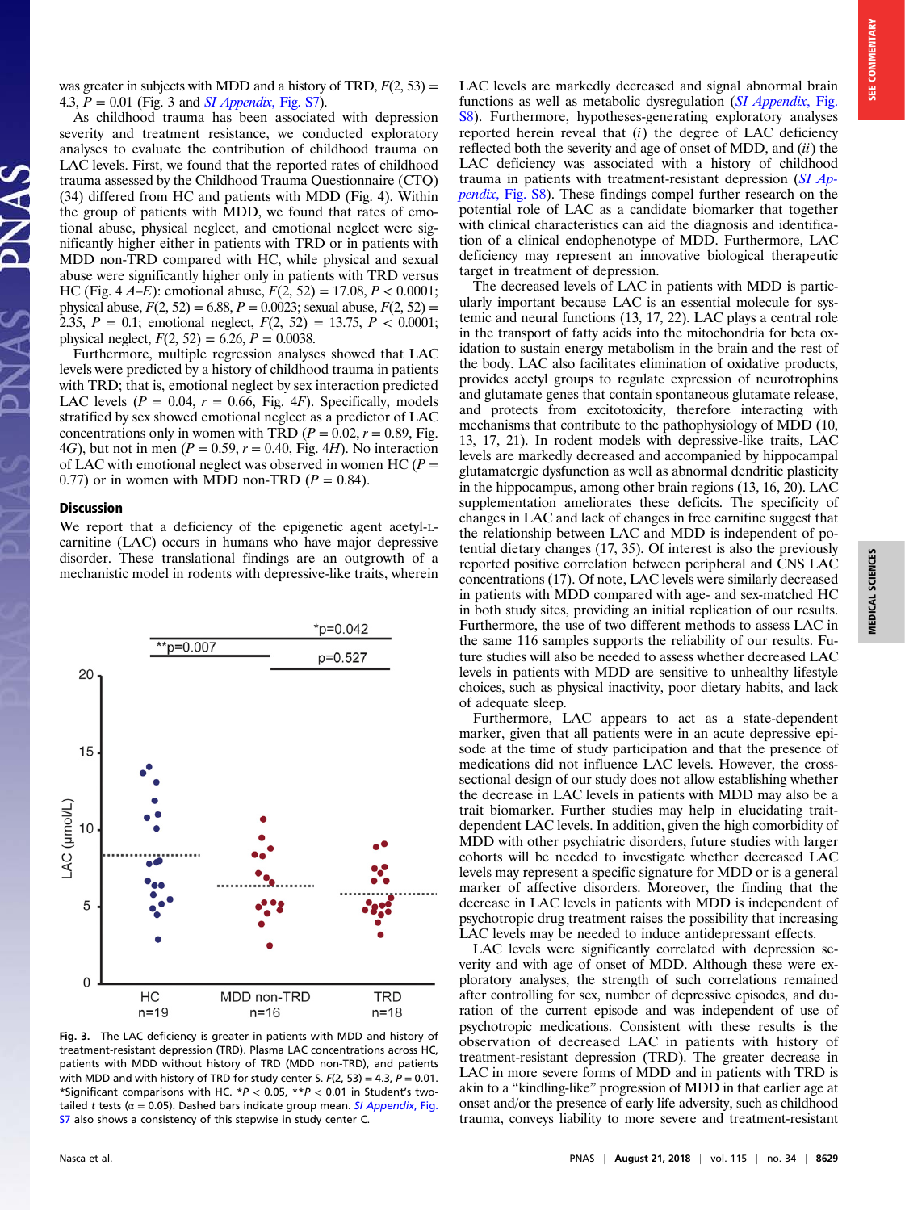was greater in subjects with MDD and a history of TRD, $F(2, 53) = 4.3$, $P = 0.01$ (Fig. 3 and *SI Appendix*, Fig. S7).

As childhood trauma has been associated with depression severity and treatment resistance, we conducted exploratory analyses to evaluate the contribution of childhood trauma on LAC levels. First, we found that the reported rates of childhood trauma assessed by the Childhood Trauma Questionnaire (CTQ) (34) differed from HC and patients with MDD (Fig. 4). Within the group of patients with MDD, we found that rates of emotional abuse, physical neglect, and emotional neglect were significantly higher either in patients with TRD or in patients with MDD non-TRD compared with HC, while physical and sexual abuse were significantly higher only in patients with TRD versus HC (Fig. 4 *A–E*): emotional abuse, $F(2, 52) = 17.08$, $P < 0.0001$; physical abuse, $F(2, 52) = 6.88$, $P = 0.0023$; sexual abuse, $F(2, 52) = 2.35$, $P = 0.1$; emotional neglect, $F(2, 52) = 13.75$, $P < 0.0001$; physical neglect, $F(2, 52) = 6.26$, $P = 0.0038$.

Furthermore, multiple regression analyses showed that LAC levels were predicted by a history of childhood trauma in patients with TRD; that is, emotional neglect by sex interaction predicted LAC levels ($P = 0.04$, $r = 0.66$, Fig. 4*F*). Specifically, models stratified by sex showed emotional neglect as a predictor of LAC concentrations only in women with TRD ($P = 0.02$, $r = 0.89$, Fig. 4*G*), but not in men ($P = 0.59$, $r = 0.40$, Fig. 4*H*). No interaction of LAC with emotional neglect was observed in women HC ($P = 0.77$) or in women with MDD non-TRD ($P = 0.84$).

## Discussion

We report that a deficiency of the epigenetic agent acetyl-L-carnitine (LAC) occurs in humans who have major depressive disorder. These translational findings are an outgrowth of a mechanistic model in rodents with depressive-like traits, wherein LAC levels are markedly decreased and signal abnormal brain functions as well as metabolic dysregulation (*SI Appendix*, Fig. S8). Furthermore, hypotheses-generating exploratory analyses reported herein reveal that (*i*) the degree of LAC deficiency reflected both the severity and age of onset of MDD, and (*ii*) the LAC deficiency was associated with a history of childhood trauma in patients with treatment-resistant depression (*SI Appendix*, Fig. S8). These findings compel further research on the potential role of LAC as a candidate biomarker that together with clinical characteristics can aid the diagnosis and identification of a clinical endophenotype of MDD. Furthermore, LAC deficiency may represent an innovative biological therapeutic target in treatment of depression.

The decreased levels of LAC in patients with MDD is particularly important because LAC is an essential molecule for systemic and neural functions (13, 17, 22). LAC plays a central role in the transport of fatty acids into the mitochondria for beta oxidation to sustain energy metabolism in the brain and the rest of the body. LAC also facilitates elimination of oxidative products, provides acetyl groups to regulate expression of neurotrophins and glutamate genes that contain spontaneous glutamate release, and protects from excitotoxicity, therefore interacting with mechanisms that contribute to the pathophysiology of MDD (10, 13, 17, 21). In rodent models with depressive-like traits, LAC levels are markedly decreased and accompanied by hippocampal glutamatergic dysfunction as well as abnormal dendritic plasticity in the hippocampus, among other brain regions (13, 16, 20). LAC supplementation ameliorates these deficits. The specificity of changes in LAC and lack of changes in free carnitine suggest that the relationship between LAC and MDD is independent of potential dietary changes (17, 35). Of interest is also the previously reported positive correlation between peripheral and CNS LAC concentrations (17). Of note, LAC levels were similarly decreased in patients with MDD compared with age- and sex-matched HC in both study sites, providing an initial replication of our results. Furthermore, the use of two different methods to assess LAC in the same 116 samples supports the reliability of our results. Future studies will also be needed to assess whether decreased LAC levels in patients with MDD are sensitive to unhealthy lifestyle choices, such as physical inactivity, poor dietary habits, and lack of adequate sleep.

Furthermore, LAC appears to act as a state-dependent marker, given that all patients were in an acute depressive episode at the time of study participation and that the presence of medications did not influence LAC levels. However, the cross-sectional design of our study does not allow establishing whether the decrease in LAC levels in patients with MDD may also be a trait biomarker. Further studies may help in elucidating trait-dependent LAC levels. In addition, given the high comorbidity of MDD with other psychiatric disorders, future studies with larger cohorts will be needed to investigate whether decreased LAC levels may represent a specific signature for MDD or is a general marker of affective disorders. Moreover, the finding that the decrease in LAC levels in patients with MDD is independent of psychotropic drug treatment raises the possibility that increasing LAC levels may be needed to induce antidepressant effects.

LAC levels were significantly correlated with depression severity and with age of onset of MDD. Although these were exploratory analyses, the strength of such correlations remained after controlling for sex, number of depressive episodes, and duration of the current episode and was independent of use of psychotropic medications. Consistent with these results is the observation of decreased LAC in patients with history of treatment-resistant depression (TRD). The greater decrease in LAC in more severe forms of MDD and in patients with TRD is akin to a "kindling-like" progression of MDD in that earlier age at onset and/or the presence of early life adversity, such as childhood trauma, conveys liability to more severe and treatment-resistant

*p=0.042
**p=0.007
p=0.527
LAC (μmol/L)
20
15
10
5
0
HC n=19
MDD non-TRD n=16
TRD n=18

**Fig. 3.** The LAC deficiency is greater in patients with MDD and history of treatment-resistant depression (TRD). Plasma LAC concentrations across HC, patients with MDD without history of TRD (MDD non-TRD), and patients with MDD and with history of TRD for study center S. $F(2, 53) = 4.3$, $P = 0.01$. *Significant comparisons with HC. *$P < 0.05$, **$P < 0.01$ in Student's two-tailed $t$ tests ($\alpha = 0.05$). Dashed bars indicate group mean. *SI Appendix*, Fig. S7 also shows a consistency of this stepwise in study center C.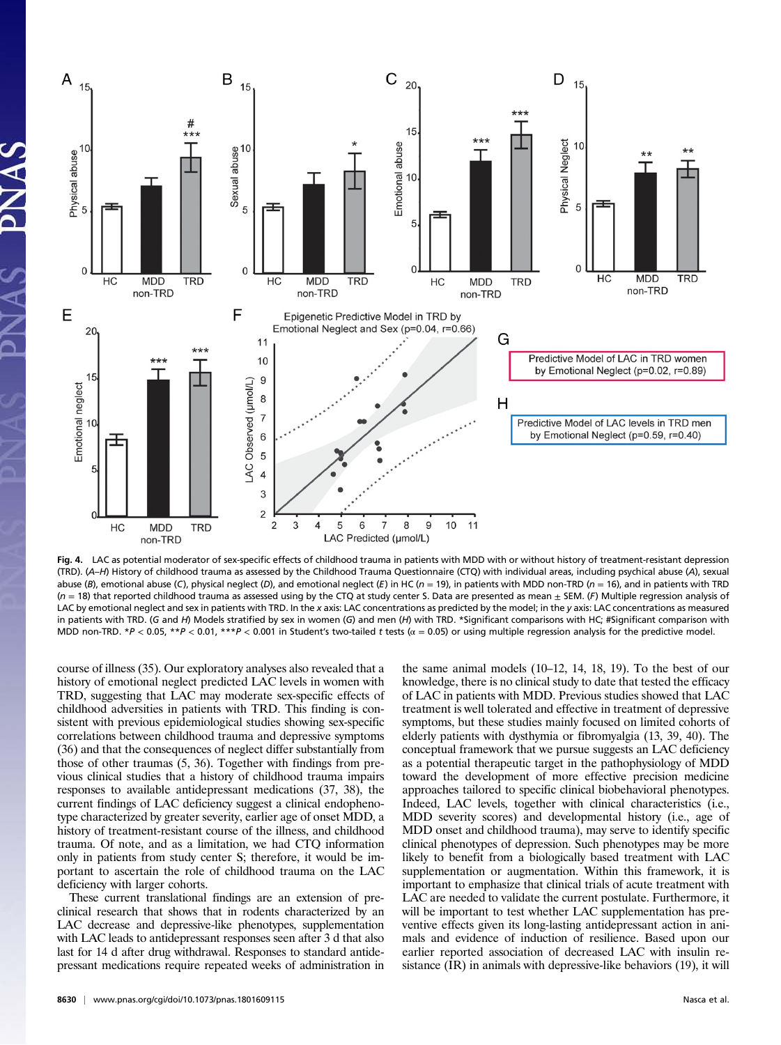**Fig. 4.** LAC as potential moderator of sex-specific effects of childhood trauma in patients with MDD with or without history of treatment-resistant depression (TRD). (*A*–*H*) History of childhood trauma as assessed by the Childhood Trauma Questionnaire (CTQ) with individual areas, including psychical abuse (*A*), sexual abuse (*B*), emotional abuse (*C*), physical neglect (*D*), and emotional neglect (*E*) in HC ($n$ = 19), in patients with MDD non-TRD ($n$ = 16), and in patients with TRD ($n$ = 18) that reported childhood trauma as assessed using by the CTQ at study center S. Data are presented as mean ± SEM. (*F*) Multiple regression analysis of LAC by emotional neglect and sex in patients with TRD. In the *x* axis: LAC concentrations as predicted by the model; in the *y* axis: LAC concentrations as measured in patients with TRD. (*G* and *H*) Models stratified by sex in women (*G*) and men (*H*) with TRD. *Significant comparisons with HC; #Significant comparison with MDD non-TRD. *$P$ < 0.05, **$P$ < 0.01, ***$P$ < 0.001 in Student's two-tailed $t$ tests (α = 0.05) or using multiple regression analysis for the predictive model.

course of illness (35). Our exploratory analyses also revealed that a history of emotional neglect predicted LAC levels in women with TRD, suggesting that LAC may moderate sex-specific effects of childhood adversities in patients with TRD. This finding is consistent with previous epidemiological studies showing sex-specific correlations between childhood trauma and depressive symptoms (36) and that the consequences of neglect differ substantially from those of other traumas (5, 36). Together with findings from previous clinical studies that a history of childhood trauma impairs responses to available antidepressant medications (37, 38), the current findings of LAC deficiency suggest a clinical endophenotype characterized by greater severity, earlier age of onset MDD, a history of treatment-resistant course of the illness, and childhood trauma. Of note, and as a limitation, we had CTQ information only in patients from study center S; therefore, it would be important to ascertain the role of childhood trauma on the LAC deficiency with larger cohorts.

These current translational findings are an extension of preclinical research that shows that in rodents characterized by an LAC decrease and depressive-like phenotypes, supplementation with LAC leads to antidepressant responses seen after 3 d that also last for 14 d after drug withdrawal. Responses to standard antidepressant medications require repeated weeks of administration in the same animal models (10–12, 14, 18, 19). To the best of our knowledge, there is no clinical study to date that tested the efficacy of LAC in patients with MDD. Previous studies showed that LAC treatment is well tolerated and effective in treatment of depressive symptoms, but these studies mainly focused on limited cohorts of elderly patients with dysthymia or fibromyalgia (13, 39, 40). The conceptual framework that we pursue suggests an LAC deficiency as a potential therapeutic target in the pathophysiology of MDD toward the development of more effective precision medicine approaches tailored to specific clinical biobehavioral phenotypes. Indeed, LAC levels, together with clinical characteristics (i.e., MDD severity scores) and developmental history (i.e., age of MDD onset and childhood trauma), may serve to identify specific clinical phenotypes of depression. Such phenotypes may be more likely to benefit from a biologically based treatment with LAC supplementation or augmentation. Within this framework, it is important to emphasize that clinical trials of acute treatment with LAC are needed to validate the current postulate. Furthermore, it will be important to test whether LAC supplementation has preventive effects given its long-lasting antidepressant action in animals and evidence of induction of resilience. Based upon our earlier reported association of decreased LAC with insulin resistance (IR) in animals with depressive-like behaviors (19), it will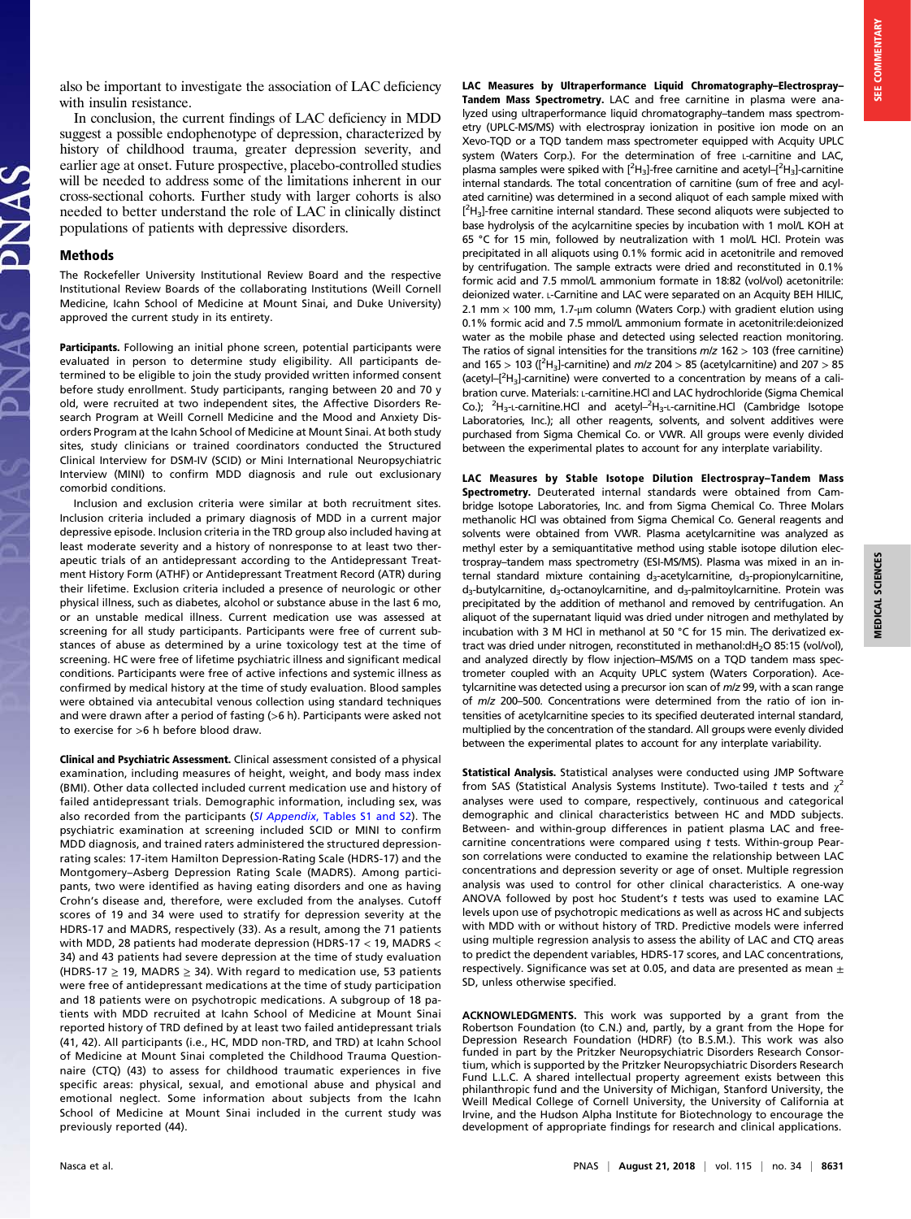also be important to investigate the association of LAC deficiency with insulin resistance.

In conclusion, the current findings of LAC deficiency in MDD suggest a possible endophenotype of depression, characterized by history of childhood trauma, greater depression severity, and earlier age at onset. Future prospective, placebo-controlled studies will be needed to address some of the limitations inherent in our cross-sectional cohorts. Further study with larger cohorts is also needed to better understand the role of LAC in clinically distinct populations of patients with depressive disorders.

## Methods

The Rockefeller University Institutional Review Board and the respective Institutional Review Boards of the collaborating Institutions (Weill Cornell Medicine, Icahn School of Medicine at Mount Sinai, and Duke University) approved the current study in its entirety.

**Participants.** Following an initial phone screen, potential participants were evaluated in person to determine study eligibility. All participants determined to be eligible to join the study provided written informed consent before study enrollment. Study participants, ranging between 20 and 70 y old, were recruited at two independent sites, the Affective Disorders Research Program at Weill Cornell Medicine and the Mood and Anxiety Disorders Program at the Icahn School of Medicine at Mount Sinai. At both study sites, study clinicians or trained coordinators conducted the Structured Clinical Interview for DSM-IV (SCID) or Mini International Neuropsychiatric Interview (MINI) to confirm MDD diagnosis and rule out exclusionary comorbid conditions.

Inclusion and exclusion criteria were similar at both recruitment sites. Inclusion criteria included a primary diagnosis of MDD in a current major depressive episode. Inclusion criteria in the TRD group also included having at least moderate severity and a history of nonresponse to at least two therapeutic trials of an antidepressant according to the Antidepressant Treatment History Form (ATHF) or Antidepressant Treatment Record (ATR) during their lifetime. Exclusion criteria included a presence of neurologic or other physical illness, such as diabetes, alcohol or substance abuse in the last 6 mo, or an unstable medical illness. Current medication use was assessed at screening for all study participants. Participants were free of current substances of abuse as determined by a urine toxicology test at the time of screening. HC were free of lifetime psychiatric illness and significant medical conditions. Participants were free of active infections and systemic illness as confirmed by medical history at the time of study evaluation. Blood samples were obtained via antecubital venous collection using standard techniques and were drawn after a period of fasting (>6 h). Participants were asked not to exercise for >6 h before blood draw.

**Clinical and Psychiatric Assessment.** Clinical assessment consisted of a physical examination, including measures of height, weight, and body mass index (BMI). Other data collected included current medication use and history of failed antidepressant trials. Demographic information, including sex, was also recorded from the participants (*SI Appendix*, Tables S1 and S2). The psychiatric examination at screening included SCID or MINI to confirm MDD diagnosis, and trained raters administered the structured depression-rating scales: 17-item Hamilton Depression-Rating Scale (HDRS-17) and the Montgomery–Asberg Depression Rating Scale (MADRS). Among participants, two were identified as having eating disorders and one as having Crohn's disease and, therefore, were excluded from the analyses. Cutoff scores of 19 and 34 were used to stratify for depression severity at the HDRS-17 and MADRS, respectively (33). As a result, among the 71 patients with MDD, 28 patients had moderate depression (HDRS-17 < 19, MADRS < 34) and 43 patients had severe depression at the time of study evaluation (HDRS-17 ≥ 19, MADRS ≥ 34). With regard to medication use, 53 patients were free of antidepressant medications at the time of study participation and 18 patients were on psychotropic medications. A subgroup of 18 patients with MDD recruited at Icahn School of Medicine at Mount Sinai reported history of TRD defined by at least two failed antidepressant trials (41, 42). All participants (i.e., HC, MDD non-TRD, and TRD) at Icahn School of Medicine at Mount Sinai completed the Childhood Trauma Questionnaire (CTQ) (43) to assess for childhood traumatic experiences in five specific areas: physical, sexual, and emotional abuse and physical and emotional neglect. Some information about subjects from the Icahn School of Medicine at Mount Sinai included in the current study was previously reported (44).

**LAC Measures by Ultraperformance Liquid Chromatography–Electrospray–Tandem Mass Spectrometry.** LAC and free carnitine in plasma were analyzed using ultraperformance liquid chromatography–tandem mass spectrometry (UPLC-MS/MS) with electrospray ionization in positive ion mode on an Xevo-TQD or a TQD tandem mass spectrometer equipped with Acquity UPLC system (Waters Corp.). For the determination of free L-carnitine and LAC, plasma samples were spiked with [$^2H_3$]-free carnitine and acetyl–[$^2H_3$]-carnitine internal standards. The total concentration of carnitine (sum of free and acylated carnitine) was determined in a second aliquot of each sample mixed with [$^2H_3$]-free carnitine internal standard. These second aliquots were subjected to base hydrolysis of the acylcarnitine species by incubation with 1 mol/L KOH at 65 °C for 15 min, followed by neutralization with 1 mol/L HCl. Protein was precipitated in all aliquots using 0.1% formic acid in acetonitrile and removed by centrifugation. The sample extracts were dried and reconstituted in 0.1% formic acid and 7.5 mmol/L ammonium formate in 18:82 (vol/vol) acetonitrile: deionized water. L-Carnitine and LAC were separated on an Acquity BEH HILIC, 2.1 mm × 100 mm, 1.7-μm column (Waters Corp.) with gradient elution using 0.1% formic acid and 7.5 mmol/L ammonium formate in acetonitrile:deionized water as the mobile phase and detected using selected reaction monitoring. The ratios of signal intensities for the transitions $m/z$ 162 > 103 (free carnitine) and 165 > 103 ([$^2H_3$]-carnitine) and $m/z$ 204 > 85 (acetylcarnitine) and 207 > 85 (acetyl–[$^2H_3$]-carnitine) were converted to a concentration by means of a calibration curve. Materials: L-carnitine.HCl and LAC hydrochloride (Sigma Chemical Co.); $^2H_3$-L-carnitine.HCl and acetyl–$^2H_3$-L-carnitine.HCl (Cambridge Isotope Laboratories, Inc.); all other reagents, solvents, and solvent additives were purchased from Sigma Chemical Co. or VWR. All groups were evenly divided between the experimental plates to account for any interplate variability.

**LAC Measures by Stable Isotope Dilution Electrospray–Tandem Mass Spectrometry.** Deuterated internal standards were obtained from Cambridge Isotope Laboratories, Inc. and from Sigma Chemical Co. Three Molars methanolic HCl was obtained from Sigma Chemical Co. General reagents and solvents were obtained from VWR. Plasma acetylcarnitine was analyzed as methyl ester by a semiquantitative method using stable isotope dilution electrospray–tandem mass spectrometry (ESI-MS/MS). Plasma was mixed in an internal standard mixture containing $d_3$-acetylcarnitine, $d_3$-propionylcarnitine, $d_3$-butylcarnitine, $d_3$-octanoylcarnitine, and $d_3$-palmitoylcarnitine. Protein was precipitated by the addition of methanol and removed by centrifugation. An aliquot of the supernatant liquid was dried under nitrogen and methylated by incubation with 3 M HCl in methanol at 50 °C for 15 min. The derivatized extract was dried under nitrogen, reconstituted in methanol:dH$_2$O 85:15 (vol/vol), and analyzed directly by flow injection–MS/MS on a TQD tandem mass spectrometer coupled with an Acquity UPLC system (Waters Corporation). Acetylcarnitine was detected using a precursor ion scan of $m/z$ 99, with a scan range of $m/z$ 200–500. Concentrations were determined from the ratio of ion intensities of acetylcarnitine species to its specified deuterated internal standard, multiplied by the concentration of the standard. All groups were evenly divided between the experimental plates to account for any interplate variability.

**Statistical Analysis.** Statistical analyses were conducted using JMP Software from SAS (Statistical Analysis Systems Institute). Two-tailed $t$ tests and $\chi^2$ analyses were used to compare, respectively, continuous and categorical demographic and clinical characteristics between HC and MDD subjects. Between- and within-group differences in patient plasma LAC and free-carnitine concentrations were compared using $t$ tests. Within-group Pearson correlations were conducted to examine the relationship between LAC concentrations and depression severity or age of onset. Multiple regression analysis was used to control for other clinical characteristics. A one-way ANOVA followed by post hoc Student's $t$ tests was used to examine LAC levels upon use of psychotropic medications as well as across HC and subjects with MDD with or without history of TRD. Predictive models were inferred using multiple regression analysis to assess the ability of LAC and CTQ areas to predict the dependent variables, HDRS-17 scores, and LAC concentrations, respectively. Significance was set at 0.05, and data are presented as mean ± SD, unless otherwise specified.

**ACKNOWLEDGMENTS.** This work was supported by a grant from the Robertson Foundation (to C.N.) and, partly, by a grant from the Hope for Depression Research Foundation (HDRF) (to B.S.M.). This work was also funded in part by the Pritzker Neuropsychiatric Disorders Research Consortium, which is supported by the Pritzker Neuropsychiatric Disorders Research Fund L.L.C. A shared intellectual property agreement exists between this philanthropic fund and the University of Michigan, Stanford University, the Weill Medical College of Cornell University, the University of California at Irvine, and the Hudson Alpha Institute for Biotechnology to encourage the development of appropriate findings for research and clinical applications.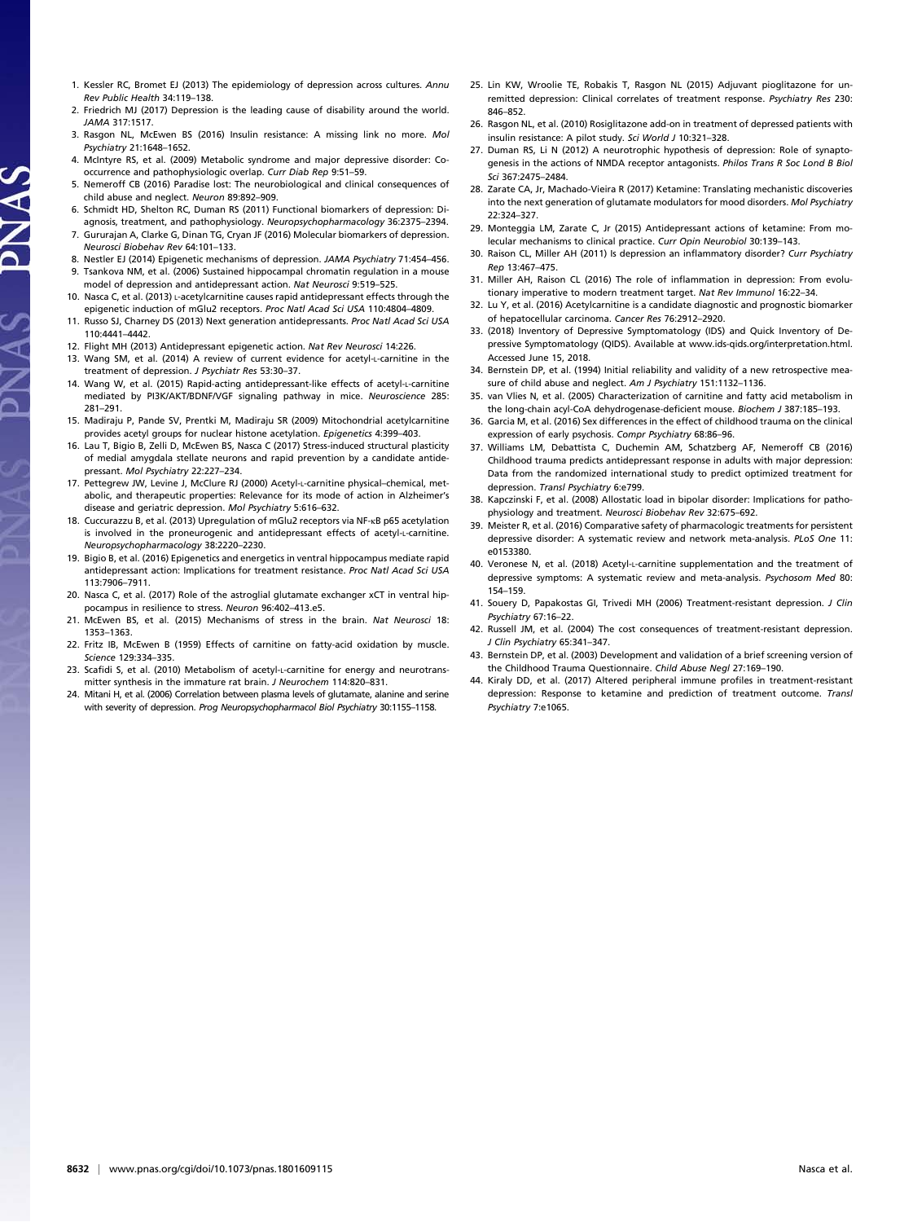1. Kessler RC, Bromet EJ (2013) The epidemiology of depression across cultures. *Annu Rev Public Health* 34:119–138.
2. Friedrich MJ (2017) Depression is the leading cause of disability around the world. *JAMA* 317:1517.
3. Rasgon NL, McEwen BS (2016) Insulin resistance: A missing link no more. *Mol Psychiatry* 21:1648–1652.
4. McIntyre RS, et al. (2009) Metabolic syndrome and major depressive disorder: Co-occurrence and pathophysiologic overlap. *Curr Diab Rep* 9:51–59.
5. Nemeroff CB (2016) Paradise lost: The neurobiological and clinical consequences of child abuse and neglect. *Neuron* 89:892–909.
6. Schmidt HD, Shelton RC, Duman RS (2011) Functional biomarkers of depression: Diagnosis, treatment, and pathophysiology. *Neuropsychopharmacology* 36:2375–2394.
7. Gururajan A, Clarke G, Dinan TG, Cryan JF (2016) Molecular biomarkers of depression. *Neurosci Biobehav Rev* 64:101–133.
8. Nestler EJ (2014) Epigenetic mechanisms of depression. *JAMA Psychiatry* 71:454–456.
9. Tsankova NM, et al. (2006) Sustained hippocampal chromatin regulation in a mouse model of depression and antidepressant action. *Nat Neurosci* 9:519–525.
10. Nasca C, et al. (2013) L-acetylcarnitine causes rapid antidepressant effects through the epigenetic induction of mGlu2 receptors. *Proc Natl Acad Sci USA* 110:4804–4809.
11. Russo SJ, Charney DS (2013) Next generation antidepressants. *Proc Natl Acad Sci USA* 110:4441–4442.
12. Flight MH (2013) Antidepressant epigenetic action. *Nat Rev Neurosci* 14:226.
13. Wang SM, et al. (2014) A review of current evidence for acetyl-L-carnitine in the treatment of depression. *J Psychiatr Res* 53:30–37.
14. Wang W, et al. (2015) Rapid-acting antidepressant-like effects of acetyl-L-carnitine mediated by PI3K/AKT/BDNF/VGF signaling pathway in mice. *Neuroscience* 285: 281–291.
15. Madiraju P, Pande SV, Prentki M, Madiraju SR (2009) Mitochondrial acetylcarnitine provides acetyl groups for nuclear histone acetylation. *Epigenetics* 4:399–403.
16. Lau T, Bigio B, Zelli D, McEwen BS, Nasca C (2017) Stress-induced structural plasticity of medial amygdala stellate neurons and rapid prevention by a candidate antidepressant. *Mol Psychiatry* 22:227–234.
17. Pettegrew JW, Levine J, McClure RJ (2000) Acetyl-L-carnitine physical–chemical, metabolic, and therapeutic properties: Relevance for its mode of action in Alzheimer's disease and geriatric depression. *Mol Psychiatry* 5:616–632.
18. Cuccurazzu B, et al. (2013) Upregulation of mGlu2 receptors via NF-κB p65 acetylation is involved in the proneurogenic and antidepressant effects of acetyl-L-carnitine. *Neuropsychopharmacology* 38:2220–2230.
19. Bigio B, et al. (2016) Epigenetics and energetics in ventral hippocampus mediate rapid antidepressant action: Implications for treatment resistance. *Proc Natl Acad Sci USA* 113:7906–7911.
20. Nasca C, et al. (2017) Role of the astroglial glutamate exchanger xCT in ventral hippocampus in resilience to stress. *Neuron* 96:402–413.e5.
21. McEwen BS, et al. (2015) Mechanisms of stress in the brain. *Nat Neurosci* 18: 1353–1363.
22. Fritz IB, McEwen B (1959) Effects of carnitine on fatty-acid oxidation by muscle. *Science* 129:334–335.
23. Scafidi S, et al. (2010) Metabolism of acetyl-L-carnitine for energy and neurotransmitter synthesis in the immature rat brain. *J Neurochem* 114:820–831.
24. Mitani H, et al. (2006) Correlation between plasma levels of glutamate, alanine and serine with severity of depression. *Prog Neuropsychopharmacol Biol Psychiatry* 30:1155–1158.
25. Lin KW, Wroolie TE, Robakis T, Rasgon NL (2015) Adjuvant pioglitazone for unremitted depression: Clinical correlates of treatment response. *Psychiatry Res* 230: 846–852.
26. Rasgon NL, et al. (2010) Rosiglitazone add-on in treatment of depressed patients with insulin resistance: A pilot study. *Sci World J* 10:321–328.
27. Duman RS, Li N (2012) A neurotrophic hypothesis of depression: Role of synaptogenesis in the actions of NMDA receptor antagonists. *Philos Trans R Soc Lond B Biol Sci* 367:2475–2484.
28. Zarate CA, Jr, Machado-Vieira R (2017) Ketamine: Translating mechanistic discoveries into the next generation of glutamate modulators for mood disorders. *Mol Psychiatry* 22:324–327.
29. Monteggia LM, Zarate C, Jr (2015) Antidepressant actions of ketamine: From molecular mechanisms to clinical practice. *Curr Opin Neurobiol* 30:139–143.
30. Raison CL, Miller AH (2011) Is depression an inflammatory disorder? *Curr Psychiatry Rep* 13:467–475.
31. Miller AH, Raison CL (2016) The role of inflammation in depression: From evolutionary imperative to modern treatment target. *Nat Rev Immunol* 16:22–34.
32. Lu Y, et al. (2016) Acetylcarnitine is a candidate diagnostic and prognostic biomarker of hepatocellular carcinoma. *Cancer Res* 76:2912–2920.
33. (2018) Inventory of Depressive Symptomatology (IDS) and Quick Inventory of Depressive Symptomatology (QIDS). Available at www.ids-qids.org/interpretation.html. Accessed June 15, 2018.
34. Bernstein DP, et al. (1994) Initial reliability and validity of a new retrospective measure of child abuse and neglect. *Am J Psychiatry* 151:1132–1136.
35. van Vlies N, et al. (2005) Characterization of carnitine and fatty acid metabolism in the long-chain acyl-CoA dehydrogenase-deficient mouse. *Biochem J* 387:185–193.
36. Garcia M, et al. (2016) Sex differences in the effect of childhood trauma on the clinical expression of early psychosis. *Compr Psychiatry* 68:86–96.
37. Williams LM, Debattista C, Duchemin AM, Schatzberg AF, Nemeroff CB (2016) Childhood trauma predicts antidepressant response in adults with major depression: Data from the randomized international study to predict optimized treatment for depression. *Transl Psychiatry* 6:e799.
38. Kapczinski F, et al. (2008) Allostatic load in bipolar disorder: Implications for pathophysiology and treatment. *Neurosci Biobehav Rev* 32:675–692.
39. Meister R, et al. (2016) Comparative safety of pharmacologic treatments for persistent depressive disorder: A systematic review and network meta-analysis. *PLoS One* 11: e0153380.
40. Veronese N, et al. (2018) Acetyl-L-carnitine supplementation and the treatment of depressive symptoms: A systematic review and meta-analysis. *Psychosom Med* 80: 154–159.
41. Souery D, Papakostas GI, Trivedi MH (2006) Treatment-resistant depression. *J Clin Psychiatry* 67:16–22.
42. Russell JM, et al. (2004) The cost consequences of treatment-resistant depression. *J Clin Psychiatry* 65:341–347.
43. Bernstein DP, et al. (2003) Development and validation of a brief screening version of the Childhood Trauma Questionnaire. *Child Abuse Negl* 27:169–190.
44. Kiraly DD, et al. (2017) Altered peripheral immune profiles in treatment-resistant depression: Response to ketamine and prediction of treatment outcome. *Transl Psychiatry* 7:e1065.